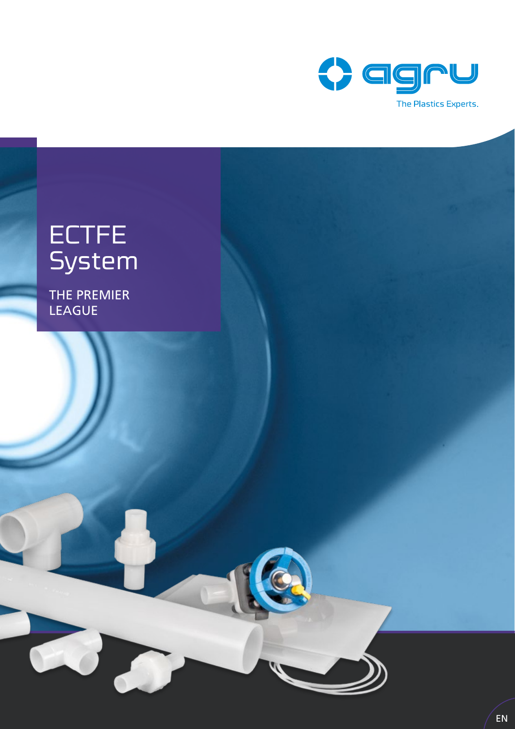agru

The Plastics Experts.

# ECTFE System

THE PREMIER LEAGUE

EN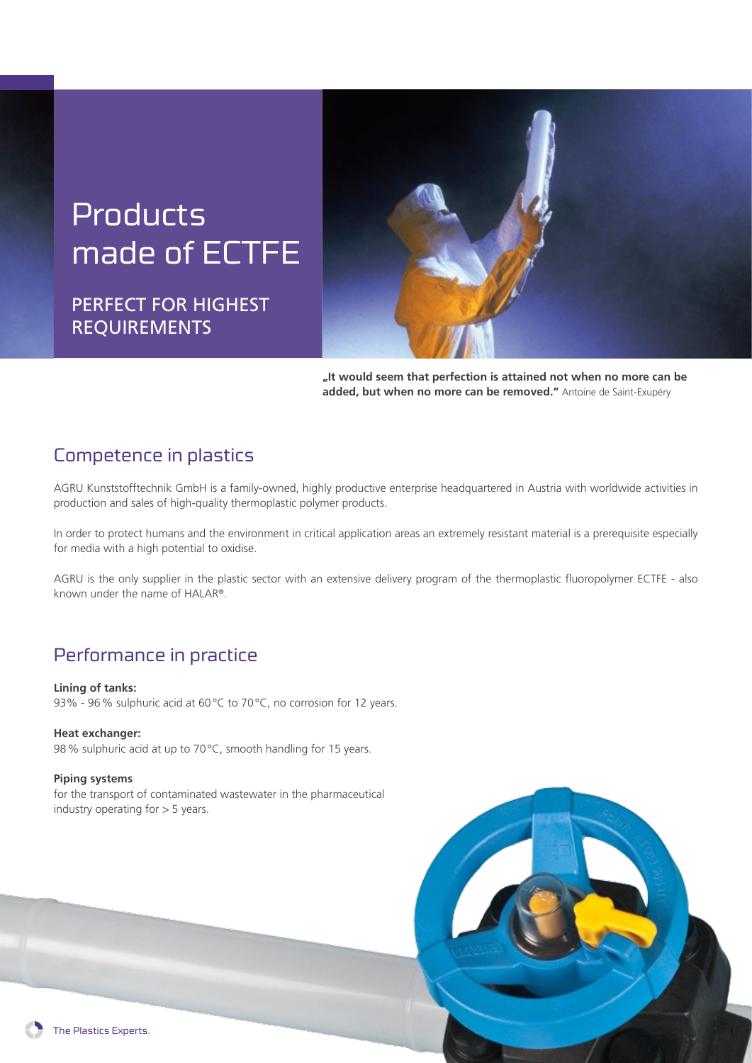# Products made of ECTFE

## PERFECT FOR HIGHEST REQUIREMENTS

**„It would seem that perfection is attained not when no more can be added, but when no more can be removed."** Antoine de Saint-Exupéry

## Competence in plastics

AGRU Kunststofftechnik GmbH is a family-owned, highly productive enterprise headquartered in Austria with worldwide activities in production and sales of high-quality thermoplastic polymer products.

In order to protect humans and the environment in critical application areas an extremely resistant material is a prerequisite especially for media with a high potential to oxidise.

AGRU is the only supplier in the plastic sector with an extensive delivery program of the thermoplastic fluoropolymer ECTFE - also known under the name of HALAR®.

## Performance in practice

**Lining of tanks:**
93% - 96% sulphuric acid at 60°C to 70°C, no corrosion for 12 years.

**Heat exchanger:**
98% sulphuric acid at up to 70°C, smooth handling for 15 years.

**Piping systems**
for the transport of contaminated wastewater in the pharmaceutical industry operating for > 5 years.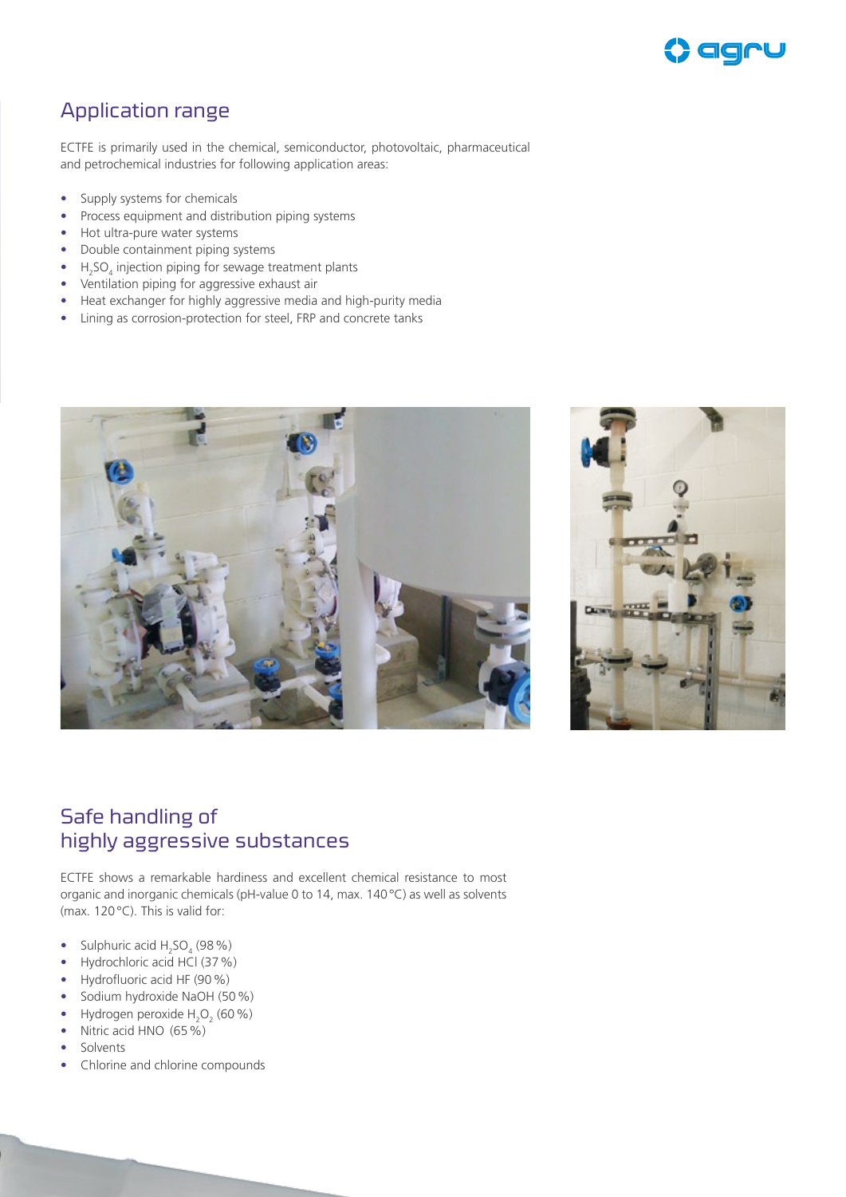## Application range

ECTFE is primarily used in the chemical, semiconductor, photovoltaic, pharmaceutical and petrochemical industries for following application areas:

- Supply systems for chemicals
- Process equipment and distribution piping systems
- Hot ultra-pure water systems
- Double containment piping systems
- $H_2SO_4$ injection piping for sewage treatment plants
- Ventilation piping for aggressive exhaust air
- Heat exchanger for highly aggressive media and high-purity media
- Lining as corrosion-protection for steel, FRP and concrete tanks

## Safe handling of highly aggressive substances

ECTFE shows a remarkable hardiness and excellent chemical resistance to most organic and inorganic chemicals (pH-value 0 to 14, max. 140 °C) as well as solvents (max. 120 °C). This is valid for:

- Sulphuric acid $H_2SO_4$ (98 %)
- Hydrochloric acid HCl (37 %)
- Hydrofluoric acid HF (90 %)
- Sodium hydroxide NaOH (50 %)
- Hydrogen peroxide $H_2O_2$ (60 %)
- Nitric acid HNO (65 %)
- Solvents
- Chlorine and chlorine compounds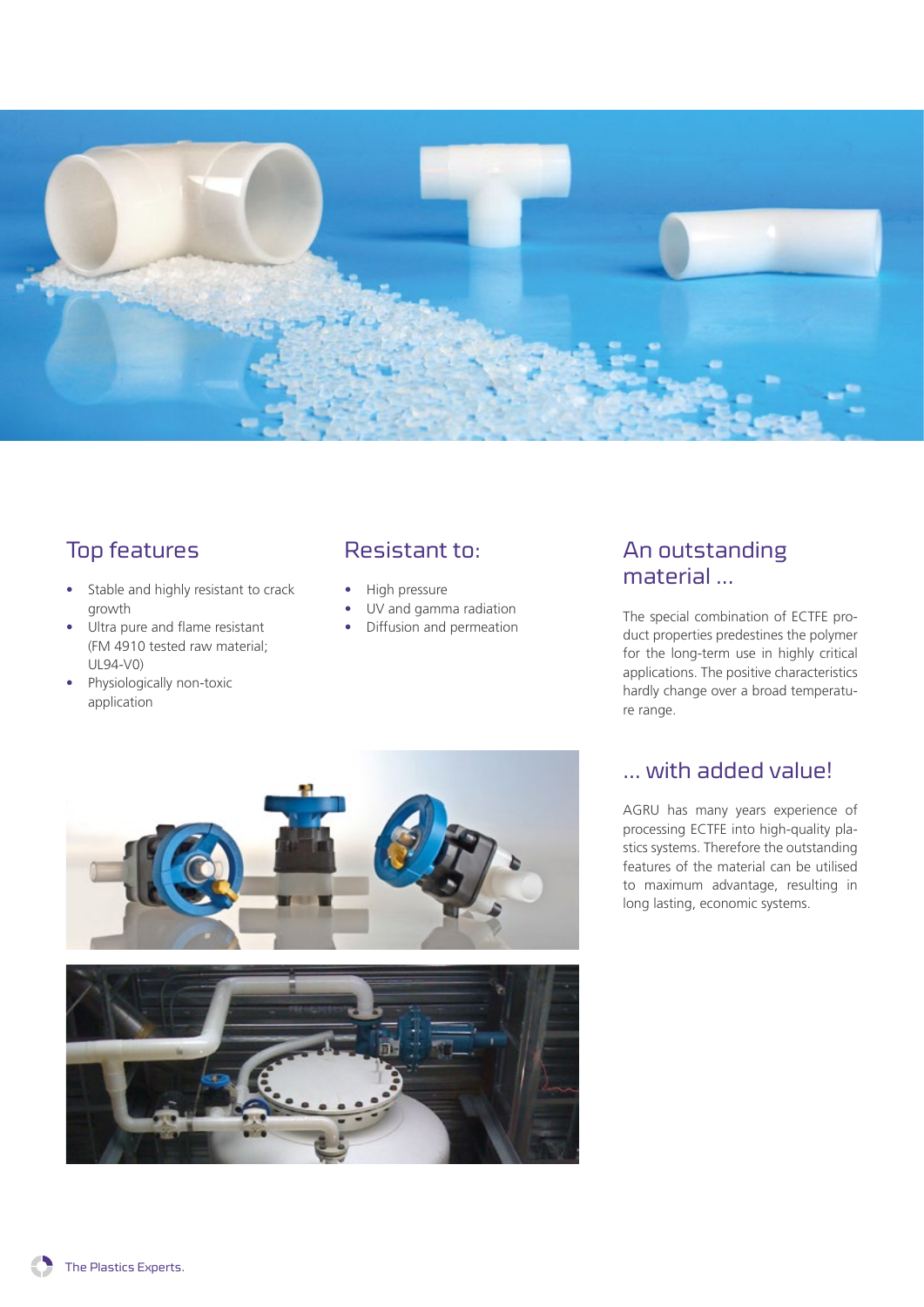## Top features

- Stable and highly resistant to crack growth
- Ultra pure and flame resistant (FM 4910 tested raw material; UL94-V0)
- Physiologically non-toxic application

## Resistant to:

- High pressure
- UV and gamma radiation
- Diffusion and permeation

## An outstanding material ...

The special combination of ECTFE product properties predestines the polymer for the long-term use in highly critical applications. The positive characteristics hardly change over a broad temperature range.

## ... with added value!

AGRU has many years experience of processing ECTFE into high-quality plastics systems. Therefore the outstanding features of the material can be utilised to maximum advantage, resulting in long lasting, economic systems.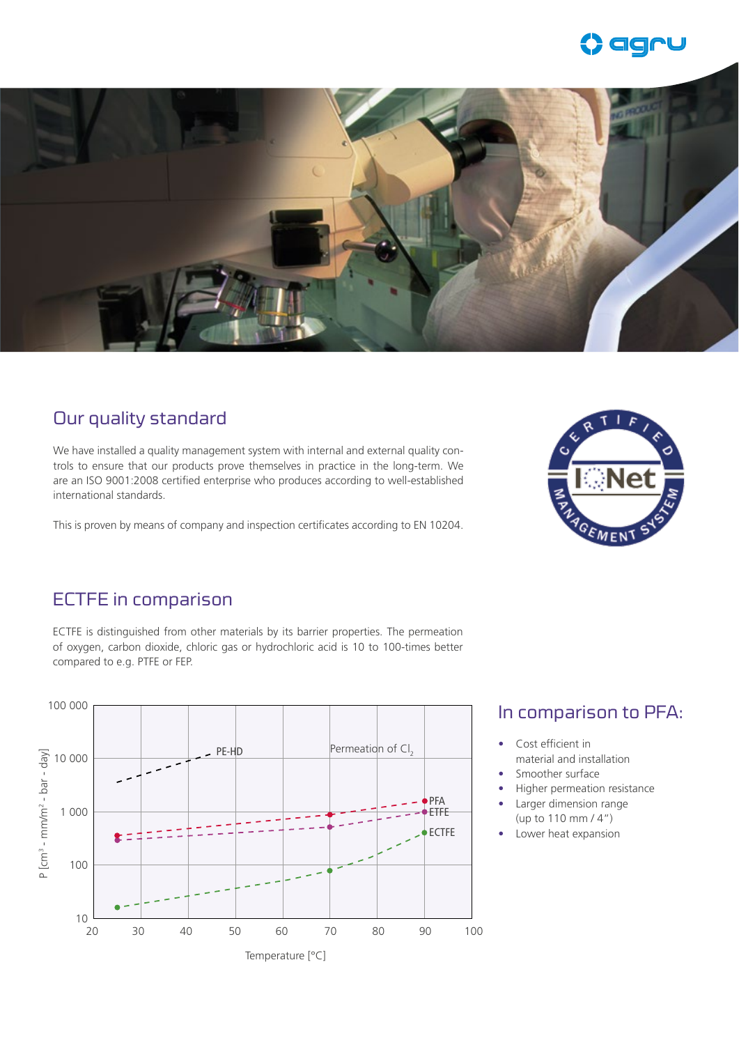## Our quality standard

We have installed a quality management system with internal and external quality controls to ensure that our products prove themselves in practice in the long-term. We are an ISO 9001:2008 certified enterprise who produces according to well-established international standards.

This is proven by means of company and inspection certificates according to EN 10204.

## ECTFE in comparison

ECTFE is distinguished from other materials by its barrier properties. The permeation of oxygen, carbon dioxide, chloric gas or hydrochloric acid is 10 to 100-times better compared to e.g. PTFE or FEP.

## In comparison to PFA:

- Cost efficient in material and installation
- Smoother surface
- Higher permeation resistance
- Larger dimension range (up to 110 mm / 4")
- Lower heat expansion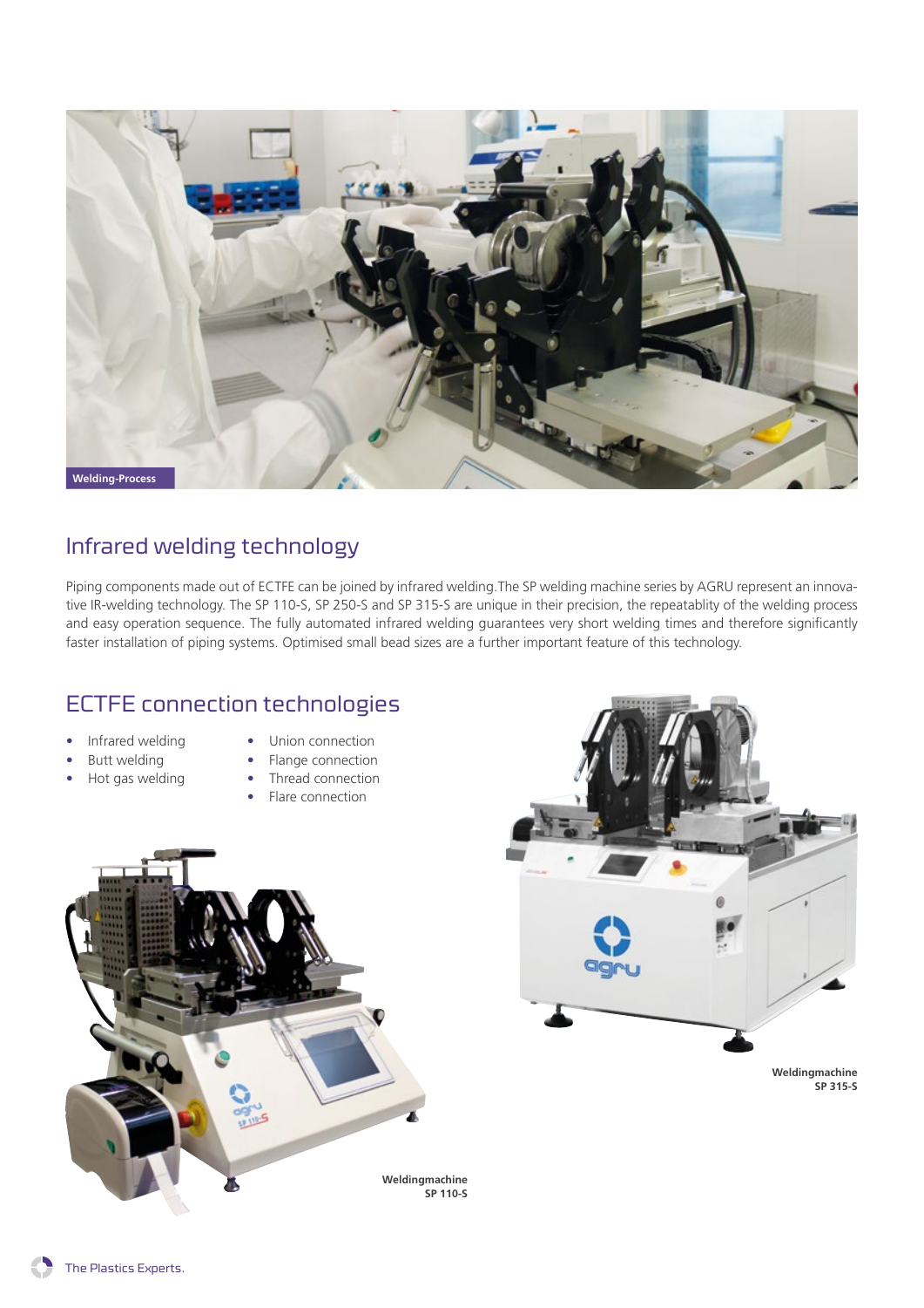Welding-Process

## Infrared welding technology

Piping components made out of ECTFE can be joined by infrared welding.The SP welding machine series by AGRU represent an innovative IR-welding technology. The SP 110-S, SP 250-S and SP 315-S are unique in their precision, the repeatablity of the welding process and easy operation sequence. The fully automated infrared welding guarantees very short welding times and therefore significantly faster installation of piping systems. Optimised small bead sizes are a further important feature of this technology.

## ECTFE connection technologies

- Infrared welding
- Butt welding
- Hot gas welding
- Union connection
- Flange connection
- Thread connection
- Flare connection

**Weldingmachine SP 315-S**

**Weldingmachine SP 110-S**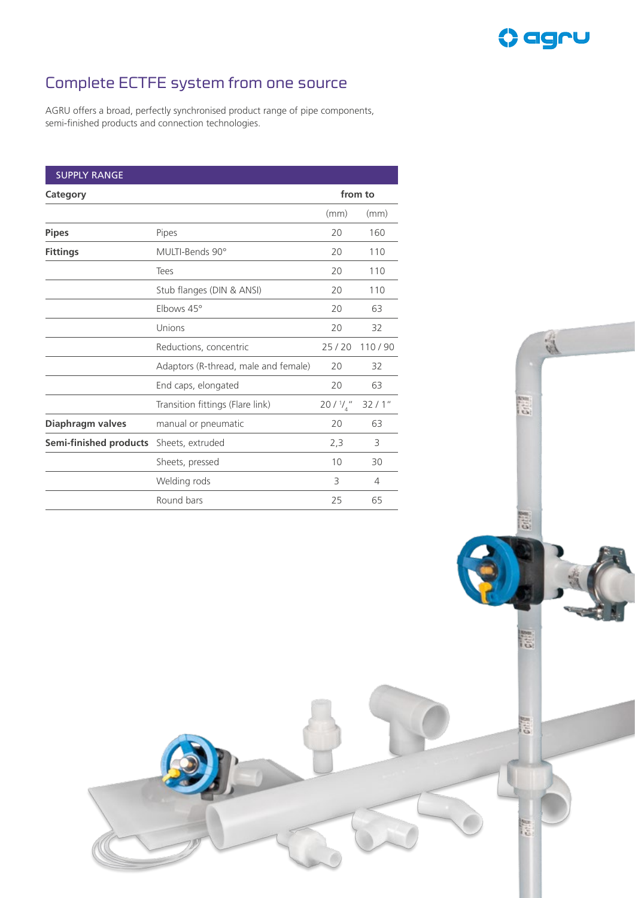# Complete ECTFE system from one source

AGRU offers a broad, perfectly synchronised product range of pipe components, semi-finished products and connection technologies.

| SUPPLY RANGE | | | |
|---|---|---|---|
| **Category** | | **from** | **to** |
| | | (mm) | (mm) |
| **Pipes** | Pipes | 20 | 160 |
| **Fittings** | MULTI-Bends 90° | 20 | 110 |
| | Tees | 20 | 110 |
| | Stub flanges (DIN & ANSI) | 20 | 110 |
| | Elbows 45° | 20 | 63 |
| | Unions | 20 | 32 |
| | Reductions, concentric | 25 / 20 | 110 / 90 |
| | Adaptors (R-thread, male and female) | 20 | 32 |
| | End caps, elongated | 20 | 63 |
| | Transition fittings (Flare link) | 20 / 1/4" | 32 / 1" |
| **Diaphragm valves** | manual or pneumatic | 20 | 63 |
| **Semi-finished products** | Sheets, extruded | 2,3 | 3 |
| | Sheets, pressed | 10 | 30 |
| | Welding rods | 3 | 4 |
| | Round bars | 25 | 65 |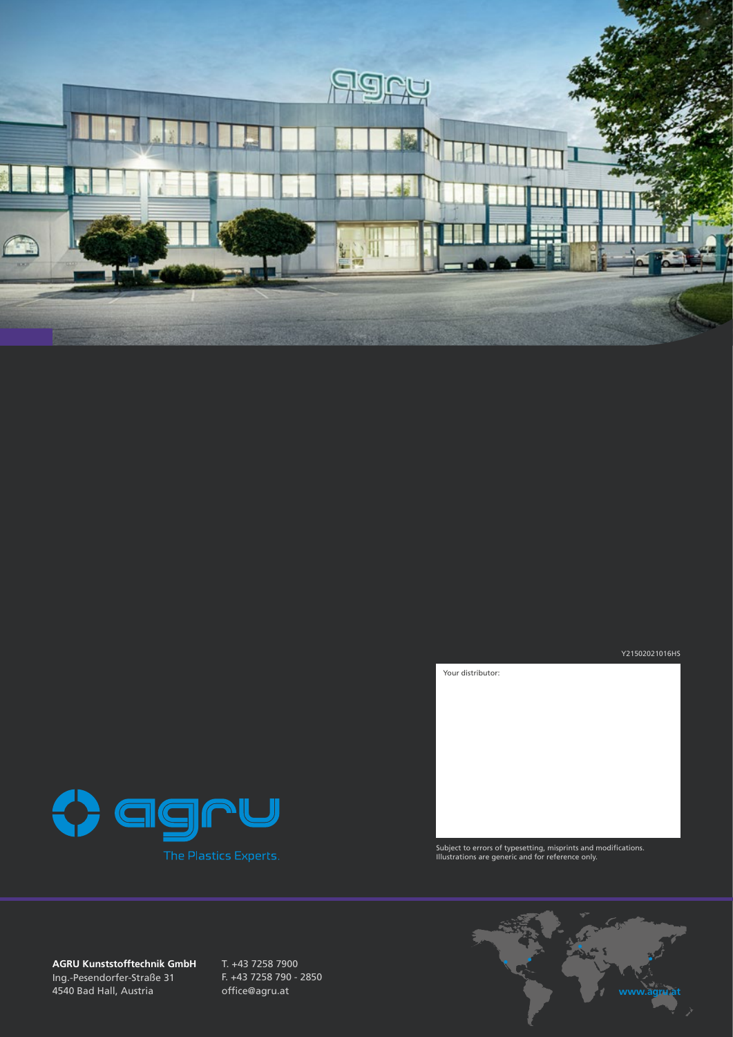Y21502021016HS

Your distributor:

Subject to errors of typesetting, misprints and modifications.
Illustrations are generic and for reference only.

The Plastics Experts.

**AGRU Kunststofftechnik GmbH**
Ing.-Pesendorfer-Straße 31
4540 Bad Hall, Austria

T. +43 7258 7900
F. +43 7258 790 - 2850
office@agru.at

www.agru.at